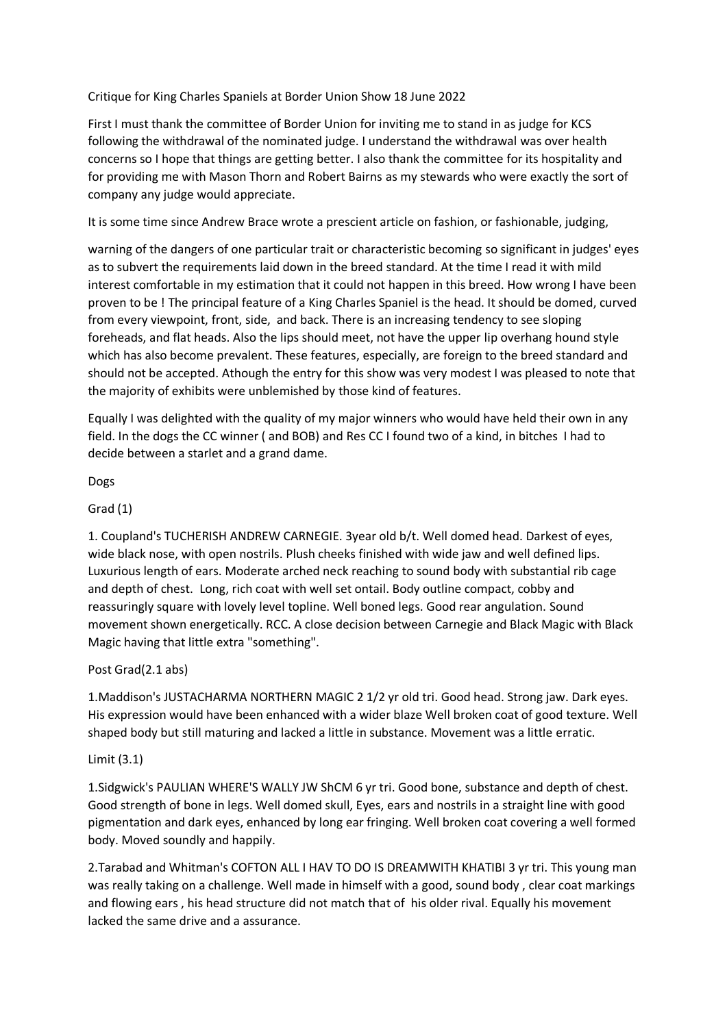Critique for King Charles Spaniels at Border Union Show 18 June 2022

First I must thank the committee of Border Union for inviting me to stand in as judge for KCS following the withdrawal of the nominated judge. I understand the withdrawal was over health concerns so I hope that things are getting better. I also thank the committee for its hospitality and for providing me with Mason Thorn and Robert Bairns as my stewards who were exactly the sort of company any judge would appreciate.

It is some time since Andrew Brace wrote a prescient article on fashion, or fashionable, judging,

warning of the dangers of one particular trait or characteristic becoming so significant in judges' eyes as to subvert the requirements laid down in the breed standard. At the time I read it with mild interest comfortable in my estimation that it could not happen in this breed. How wrong I have been proven to be ! The principal feature of a King Charles Spaniel is the head. It should be domed, curved from every viewpoint, front, side, and back. There is an increasing tendency to see sloping foreheads, and flat heads. Also the lips should meet, not have the upper lip overhang hound style which has also become prevalent. These features, especially, are foreign to the breed standard and should not be accepted. Athough the entry for this show was very modest I was pleased to note that the majority of exhibits were unblemished by those kind of features.

Equally I was delighted with the quality of my major winners who would have held their own in any field. In the dogs the CC winner ( and BOB) and Res CC I found two of a kind, in bitches I had to decide between a starlet and a grand dame.

Dogs

Grad (1)

1. Coupland's TUCHERISH ANDREW CARNEGIE. 3year old b/t. Well domed head. Darkest of eyes, wide black nose, with open nostrils. Plush cheeks finished with wide jaw and well defined lips. Luxurious length of ears. Moderate arched neck reaching to sound body with substantial rib cage and depth of chest. Long, rich coat with well set ontail. Body outline compact, cobby and reassuringly square with lovely level topline. Well boned legs. Good rear angulation. Sound movement shown energetically. RCC. A close decision between Carnegie and Black Magic with Black Magic having that little extra "something".

Post Grad(2.1 abs)

1.Maddison's JUSTACHARMA NORTHERN MAGIC 2 1/2 yr old tri. Good head. Strong jaw. Dark eyes. His expression would have been enhanced with a wider blaze Well broken coat of good texture. Well shaped body but still maturing and lacked a little in substance. Movement was a little erratic.

Limit (3.1)

1.Sidgwick's PAULIAN WHERE'S WALLY JW ShCM 6 yr tri. Good bone, substance and depth of chest. Good strength of bone in legs. Well domed skull, Eyes, ears and nostrils in a straight line with good pigmentation and dark eyes, enhanced by long ear fringing. Well broken coat covering a well formed body. Moved soundly and happily.

2.Tarabad and Whitman's COFTON ALL I HAV TO DO IS DREAMWITH KHATIBI 3 yr tri. This young man was really taking on a challenge. Well made in himself with a good, sound body , clear coat markings and flowing ears , his head structure did not match that of his older rival. Equally his movement lacked the same drive and a assurance.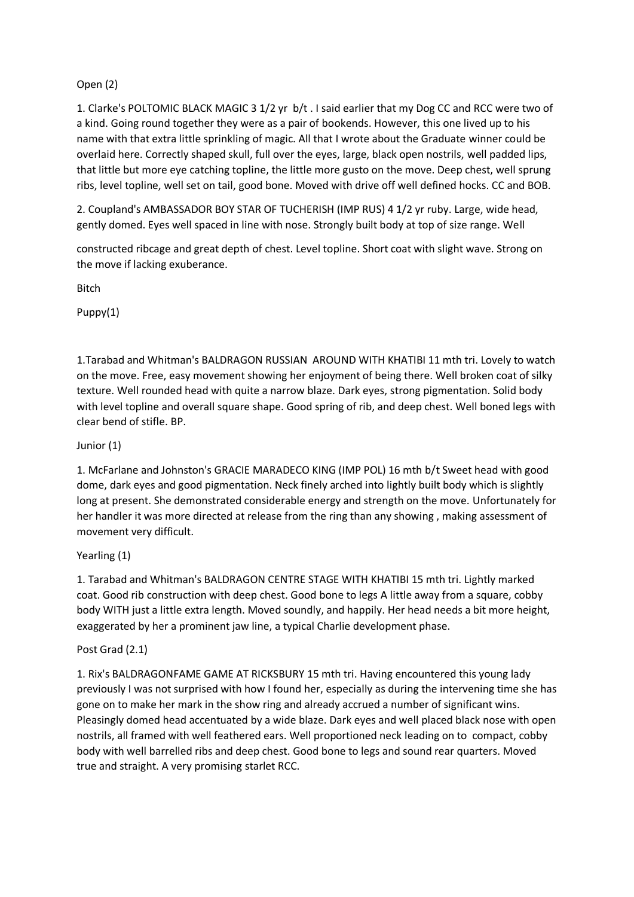Open (2)

1. Clarke's POLTOMIC BLACK MAGIC 3 1/2 yr b/t . I said earlier that my Dog CC and RCC were two of a kind. Going round together they were as a pair of bookends. However, this one lived up to his name with that extra little sprinkling of magic. All that I wrote about the Graduate winner could be overlaid here. Correctly shaped skull, full over the eyes, large, black open nostrils, well padded lips, that little but more eye catching topline, the little more gusto on the move. Deep chest, well sprung ribs, level topline, well set on tail, good bone. Moved with drive off well defined hocks. CC and BOB.

2. Coupland's AMBASSADOR BOY STAR OF TUCHERISH (IMP RUS) 4 1/2 yr ruby. Large, wide head, gently domed. Eyes well spaced in line with nose. Strongly built body at top of size range. Well constructed ribcage and great depth of chest. Level topline. Short coat with slight wave. Strong on the move if lacking exuberance.

Bitch

Puppy(1)

1.Tarabad and Whitman's BALDRAGON RUSSIAN AROUND WITH KHATIBI 11 mth tri. Lovely to watch on the move. Free, easy movement showing her enjoyment of being there. Well broken coat of silky texture. Well rounded head with quite a narrow blaze. Dark eyes, strong pigmentation. Solid body with level topline and overall square shape. Good spring of rib, and deep chest. Well boned legs with clear bend of stifle. BP.

Junior (1)

1. McFarlane and Johnston's GRACIE MARADECO KING (IMP POL) 16 mth b/t Sweet head with good dome, dark eyes and good pigmentation. Neck finely arched into lightly built body which is slightly long at present. She demonstrated considerable energy and strength on the move. Unfortunately for her handler it was more directed at release from the ring than any showing , making assessment of movement very difficult.

Yearling (1)

1. Tarabad and Whitman's BALDRAGON CENTRE STAGE WITH KHATIBI 15 mth tri. Lightly marked coat. Good rib construction with deep chest. Good bone to legs A little away from a square, cobby body WITH just a little extra length. Moved soundly, and happily. Her head needs a bit more height, exaggerated by her a prominent jaw line, a typical Charlie development phase.

Post Grad (2.1)

1. Rix's BALDRAGONFAME GAME AT RICKSBURY 15 mth tri. Having encountered this young lady previously I was not surprised with how I found her, especially as during the intervening time she has gone on to make her mark in the show ring and already accrued a number of significant wins. Pleasingly domed head accentuated by a wide blaze. Dark eyes and well placed black nose with open nostrils, all framed with well feathered ears. Well proportioned neck leading on to compact, cobby body with well barrelled ribs and deep chest. Good bone to legs and sound rear quarters. Moved true and straight. A very promising starlet RCC.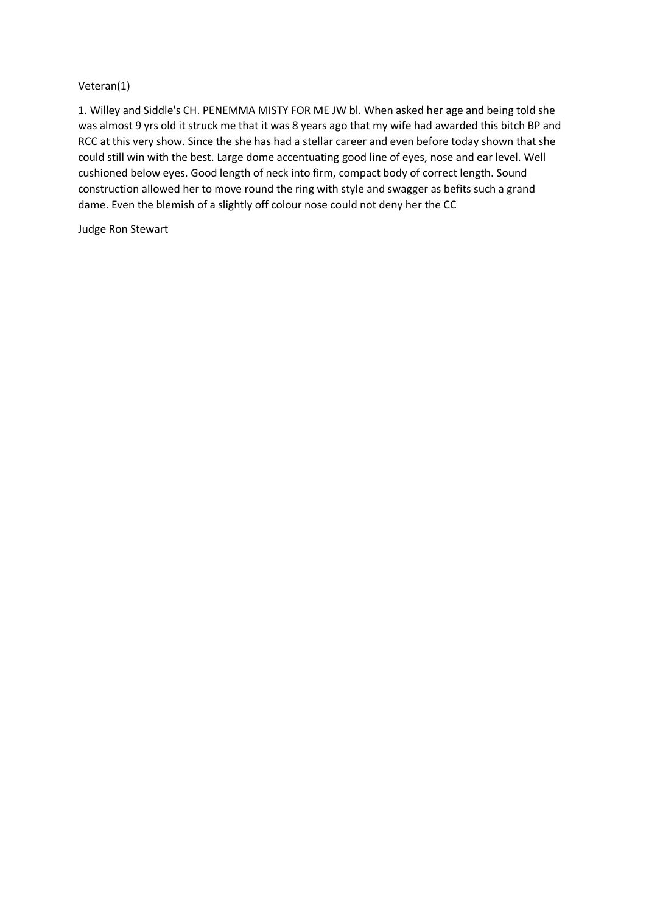Veteran(1)

1. Willey and Siddle's CH. PENEMMA MISTY FOR ME JW bl. When asked her age and being told she was almost 9 yrs old it struck me that it was 8 years ago that my wife had awarded this bitch BP and RCC at this very show. Since the she has had a stellar career and even before today shown that she could still win with the best. Large dome accentuating good line of eyes, nose and ear level. Well cushioned below eyes. Good length of neck into firm, compact body of correct length. Sound construction allowed her to move round the ring with style and swagger as befits such a grand dame. Even the blemish of a slightly off colour nose could not deny her the CC

Judge Ron Stewart